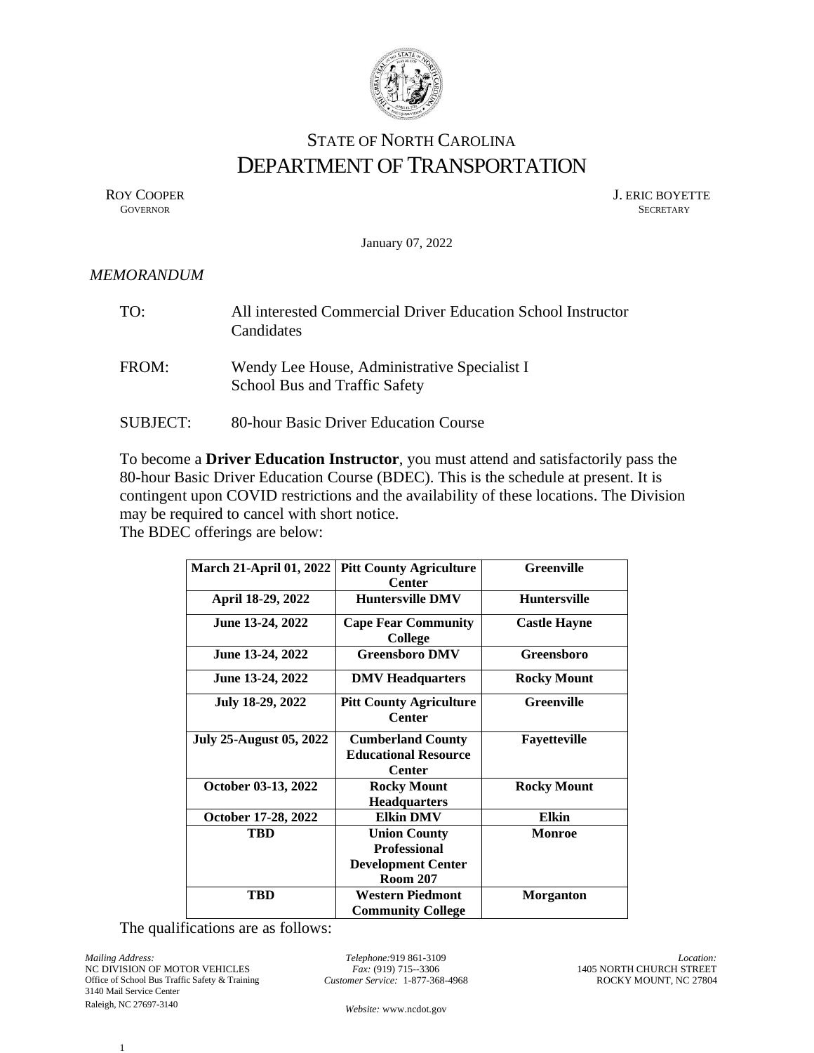# STATE OF NORTH CAROLINA
# DEPARTMENT OF TRANSPORTATION

ROY COOPER
GOVERNOR

J. ERIC BOYETTE
SECRETARY

January 07, 2022

*MEMORANDUM*

TO: All interested Commercial Driver Education School Instructor Candidates

FROM: Wendy Lee House, Administrative Specialist I
School Bus and Traffic Safety

SUBJECT: 80-hour Basic Driver Education Course

To become a **Driver Education Instructor**, you must attend and satisfactorily pass the 80-hour Basic Driver Education Course (BDEC). This is the schedule at present. It is contingent upon COVID restrictions and the availability of these locations. The Division may be required to cancel with short notice.
The BDEC offerings are below:

| March 21-April 01, 2022 | Pitt County Agriculture Center | Greenville |
|---|---|---|
| April 18-29, 2022 | Huntersville DMV | Huntersville |
| June 13-24, 2022 | Cape Fear Community College | Castle Hayne |
| June 13-24, 2022 | Greensboro DMV | Greensboro |
| June 13-24, 2022 | DMV Headquarters | Rocky Mount |
| July 18-29, 2022 | Pitt County Agriculture Center | Greenville |
| July 25-August 05, 2022 | Cumberland County Educational Resource Center | Fayetteville |
| October 03-13, 2022 | Rocky Mount Headquarters | Rocky Mount |
| October 17-28, 2022 | Elkin DMV | Elkin |
| TBD | Union County Professional Development Center Room 207 | Monroe |
| TBD | Western Piedmont Community College | Morganton |

The qualifications are as follows:

*Mailing Address:*
NC DIVISION OF MOTOR VEHICLES
Office of School Bus Traffic Safety & Training
3140 Mail Service Center
Raleigh, NC 27697-3140

*Telephone:* 919 861-3109
*Fax:* (919) 715--3306
*Customer Service:* 1-877-368-4968

*Website:* www.ncdot.gov

*Location:*
1405 NORTH CHURCH STREET
ROCKY MOUNT, NC 27804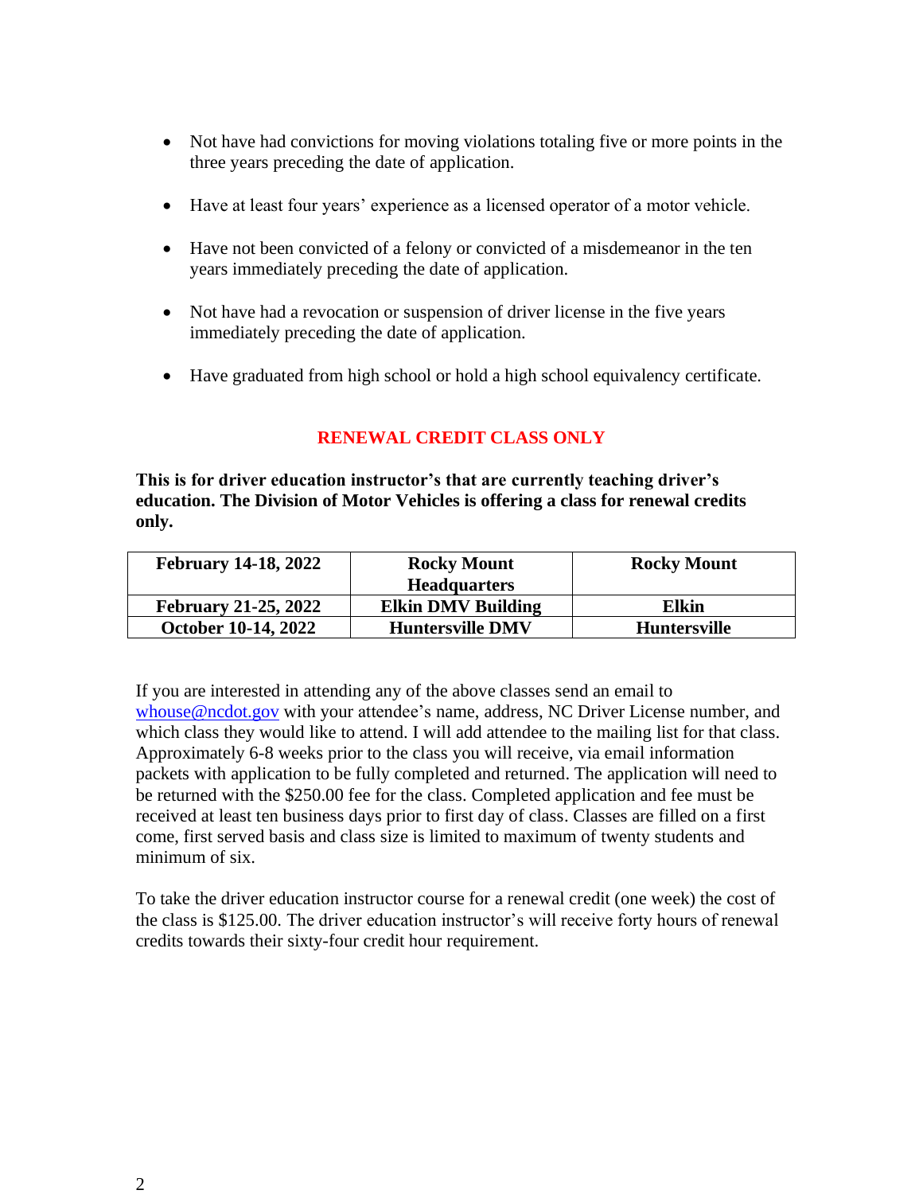- Not have had convictions for moving violations totaling five or more points in the three years preceding the date of application.
- Have at least four years' experience as a licensed operator of a motor vehicle.
- Have not been convicted of a felony or convicted of a misdemeanor in the ten years immediately preceding the date of application.
- Not have had a revocation or suspension of driver license in the five years immediately preceding the date of application.
- Have graduated from high school or hold a high school equivalency certificate.

## RENEWAL CREDIT CLASS ONLY

**This is for driver education instructor's that are currently teaching driver's education. The Division of Motor Vehicles is offering a class for renewal credits only.**

| | | |
|---|---|---|
| **February 14-18, 2022** | **Rocky Mount Headquarters** | **Rocky Mount** |
| **February 21-25, 2022** | **Elkin DMV Building** | **Elkin** |
| **October 10-14, 2022** | **Huntersville DMV** | **Huntersville** |

If you are interested in attending any of the above classes send an email to whouse@ncdot.gov with your attendee's name, address, NC Driver License number, and which class they would like to attend. I will add attendee to the mailing list for that class. Approximately 6-8 weeks prior to the class you will receive, via email information packets with application to be fully completed and returned. The application will need to be returned with the $250.00 fee for the class. Completed application and fee must be received at least ten business days prior to first day of class. Classes are filled on a first come, first served basis and class size is limited to maximum of twenty students and minimum of six.

To take the driver education instructor course for a renewal credit (one week) the cost of the class is $125.00. The driver education instructor's will receive forty hours of renewal credits towards their sixty-four credit hour requirement.